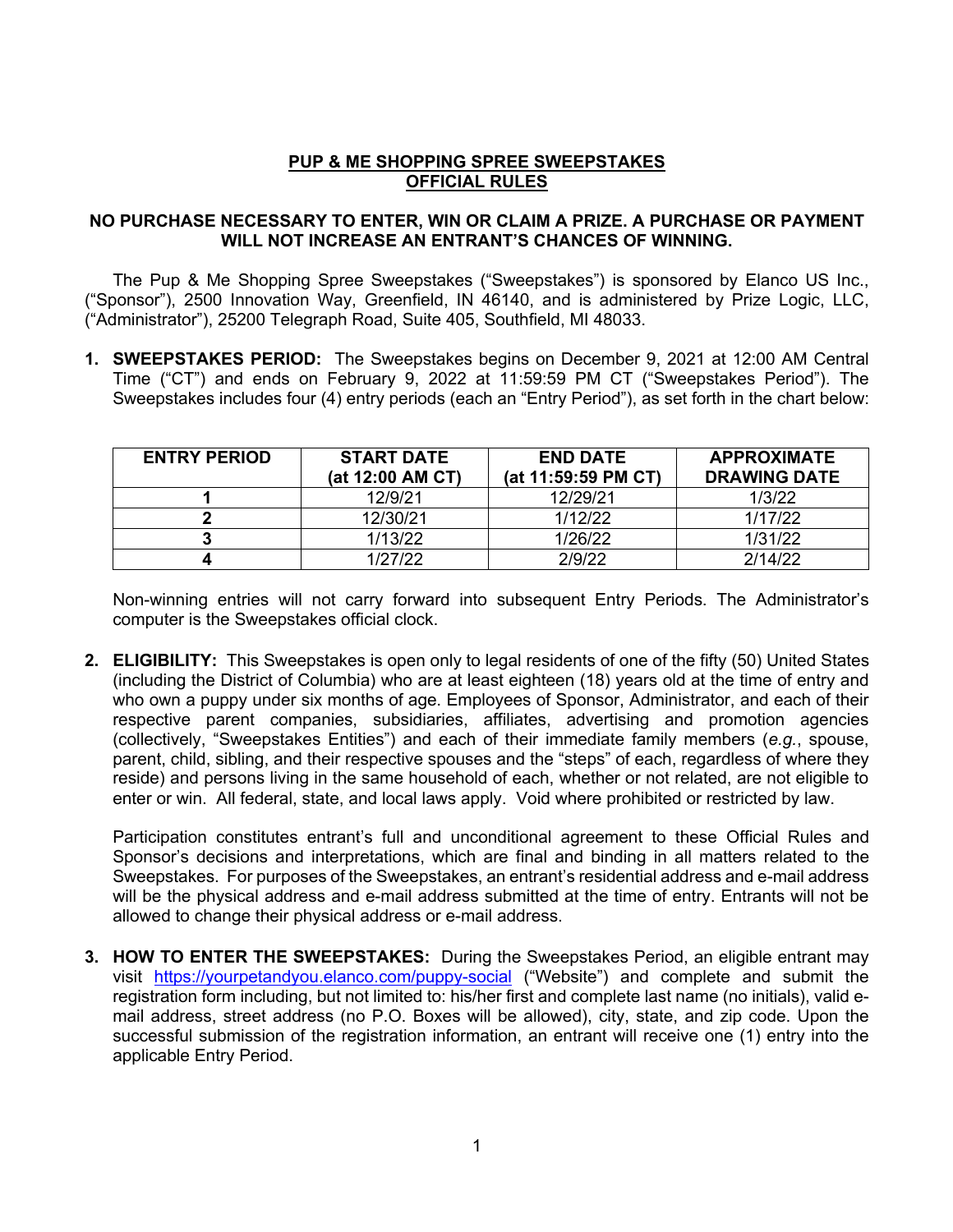# PUP & ME SHOPPING SPREE SWEEPSTAKES
# OFFICIAL RULES

**NO PURCHASE NECESSARY TO ENTER, WIN OR CLAIM A PRIZE. A PURCHASE OR PAYMENT WILL NOT INCREASE AN ENTRANT'S CHANCES OF WINNING.**

The Pup & Me Shopping Spree Sweepstakes ("Sweepstakes") is sponsored by Elanco US Inc., ("Sponsor"), 2500 Innovation Way, Greenfield, IN 46140, and is administered by Prize Logic, LLC, ("Administrator"), 25200 Telegraph Road, Suite 405, Southfield, MI 48033.

1. **SWEEPSTAKES PERIOD:** The Sweepstakes begins on December 9, 2021 at 12:00 AM Central Time ("CT") and ends on February 9, 2022 at 11:59:59 PM CT ("Sweepstakes Period"). The Sweepstakes includes four (4) entry periods (each an "Entry Period"), as set forth in the chart below:

   | ENTRY PERIOD | START DATE (at 12:00 AM CT) | END DATE (at 11:59:59 PM CT) | APPROXIMATE DRAWING DATE |
   |---|---|---|---|
   | 1 | 12/9/21 | 12/29/21 | 1/3/22 |
   | 2 | 12/30/21 | 1/12/22 | 1/17/22 |
   | 3 | 1/13/22 | 1/26/22 | 1/31/22 |
   | 4 | 1/27/22 | 2/9/22 | 2/14/22 |

   Non-winning entries will not carry forward into subsequent Entry Periods. The Administrator's computer is the Sweepstakes official clock.

2. **ELIGIBILITY:** This Sweepstakes is open only to legal residents of one of the fifty (50) United States (including the District of Columbia) who are at least eighteen (18) years old at the time of entry and who own a puppy under six months of age. Employees of Sponsor, Administrator, and each of their respective parent companies, subsidiaries, affiliates, advertising and promotion agencies (collectively, "Sweepstakes Entities") and each of their immediate family members (*e.g.*, spouse, parent, child, sibling, and their respective spouses and the "steps" of each, regardless of where they reside) and persons living in the same household of each, whether or not related, are not eligible to enter or win. All federal, state, and local laws apply. Void where prohibited or restricted by law.

   Participation constitutes entrant's full and unconditional agreement to these Official Rules and Sponsor's decisions and interpretations, which are final and binding in all matters related to the Sweepstakes. For purposes of the Sweepstakes, an entrant's residential address and e-mail address will be the physical address and e-mail address submitted at the time of entry. Entrants will not be allowed to change their physical address or e-mail address.

3. **HOW TO ENTER THE SWEEPSTAKES:** During the Sweepstakes Period, an eligible entrant may visit https://yourpetandyou.elanco.com/puppy-social ("Website") and complete and submit the registration form including, but not limited to: his/her first and complete last name (no initials), valid e-mail address, street address (no P.O. Boxes will be allowed), city, state, and zip code. Upon the successful submission of the registration information, an entrant will receive one (1) entry into the applicable Entry Period.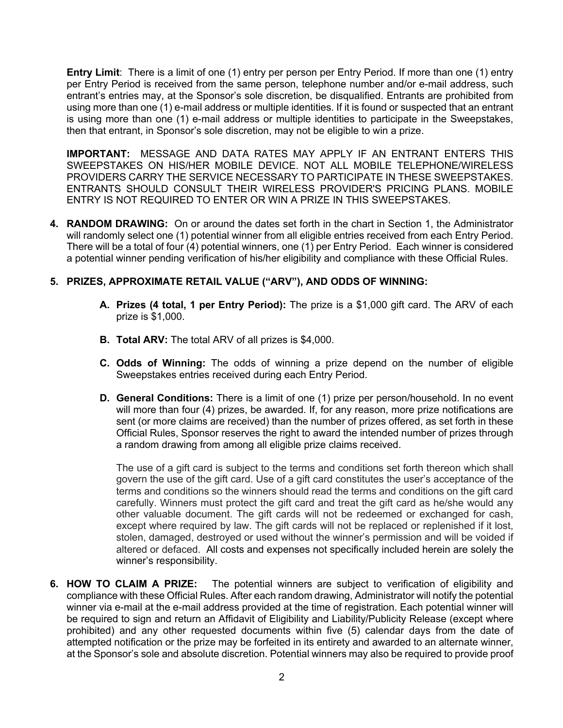**Entry Limit**: There is a limit of one (1) entry per person per Entry Period. If more than one (1) entry per Entry Period is received from the same person, telephone number and/or e-mail address, such entrant's entries may, at the Sponsor's sole discretion, be disqualified. Entrants are prohibited from using more than one (1) e-mail address or multiple identities. If it is found or suspected that an entrant is using more than one (1) e-mail address or multiple identities to participate in the Sweepstakes, then that entrant, in Sponsor's sole discretion, may not be eligible to win a prize.

**IMPORTANT:** MESSAGE AND DATA RATES MAY APPLY IF AN ENTRANT ENTERS THIS SWEEPSTAKES ON HIS/HER MOBILE DEVICE. NOT ALL MOBILE TELEPHONE/WIRELESS PROVIDERS CARRY THE SERVICE NECESSARY TO PARTICIPATE IN THESE SWEEPSTAKES. ENTRANTS SHOULD CONSULT THEIR WIRELESS PROVIDER'S PRICING PLANS. MOBILE ENTRY IS NOT REQUIRED TO ENTER OR WIN A PRIZE IN THIS SWEEPSTAKES.

4. **RANDOM DRAWING:** On or around the dates set forth in the chart in Section 1, the Administrator will randomly select one (1) potential winner from all eligible entries received from each Entry Period. There will be a total of four (4) potential winners, one (1) per Entry Period. Each winner is considered a potential winner pending verification of his/her eligibility and compliance with these Official Rules.

5. **PRIZES, APPROXIMATE RETAIL VALUE ("ARV"), AND ODDS OF WINNING:**

   A. **Prizes (4 total, 1 per Entry Period):** The prize is a $1,000 gift card. The ARV of each prize is $1,000.

   B. **Total ARV:** The total ARV of all prizes is $4,000.

   C. **Odds of Winning:** The odds of winning a prize depend on the number of eligible Sweepstakes entries received during each Entry Period.

   D. **General Conditions:** There is a limit of one (1) prize per person/household. In no event will more than four (4) prizes, be awarded. If, for any reason, more prize notifications are sent (or more claims are received) than the number of prizes offered, as set forth in these Official Rules, Sponsor reserves the right to award the intended number of prizes through a random drawing from among all eligible prize claims received.

   The use of a gift card is subject to the terms and conditions set forth thereon which shall govern the use of the gift card. Use of a gift card constitutes the user's acceptance of the terms and conditions so the winners should read the terms and conditions on the gift card carefully. Winners must protect the gift card and treat the gift card as he/she would any other valuable document. The gift cards will not be redeemed or exchanged for cash, except where required by law. The gift cards will not be replaced or replenished if it lost, stolen, damaged, destroyed or used without the winner's permission and will be voided if altered or defaced. All costs and expenses not specifically included herein are solely the winner's responsibility.

6. **HOW TO CLAIM A PRIZE:** The potential winners are subject to verification of eligibility and compliance with these Official Rules. After each random drawing, Administrator will notify the potential winner via e-mail at the e-mail address provided at the time of registration. Each potential winner will be required to sign and return an Affidavit of Eligibility and Liability/Publicity Release (except where prohibited) and any other requested documents within five (5) calendar days from the date of attempted notification or the prize may be forfeited in its entirety and awarded to an alternate winner, at the Sponsor's sole and absolute discretion. Potential winners may also be required to provide proof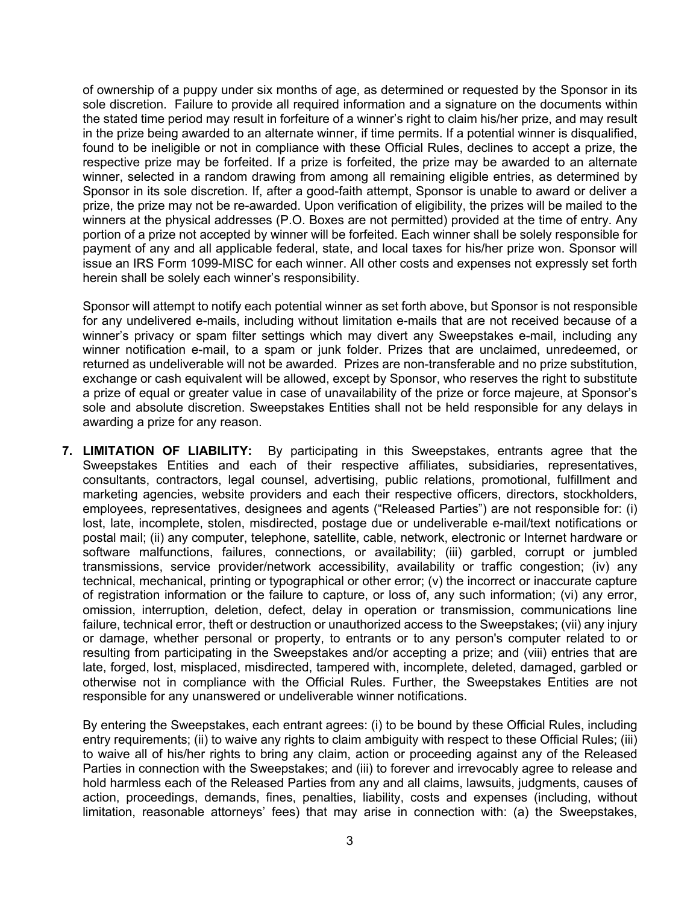of ownership of a puppy under six months of age, as determined or requested by the Sponsor in its sole discretion. Failure to provide all required information and a signature on the documents within the stated time period may result in forfeiture of a winner's right to claim his/her prize, and may result in the prize being awarded to an alternate winner, if time permits. If a potential winner is disqualified, found to be ineligible or not in compliance with these Official Rules, declines to accept a prize, the respective prize may be forfeited. If a prize is forfeited, the prize may be awarded to an alternate winner, selected in a random drawing from among all remaining eligible entries, as determined by Sponsor in its sole discretion. If, after a good-faith attempt, Sponsor is unable to award or deliver a prize, the prize may not be re-awarded. Upon verification of eligibility, the prizes will be mailed to the winners at the physical addresses (P.O. Boxes are not permitted) provided at the time of entry. Any portion of a prize not accepted by winner will be forfeited. Each winner shall be solely responsible for payment of any and all applicable federal, state, and local taxes for his/her prize won. Sponsor will issue an IRS Form 1099-MISC for each winner. All other costs and expenses not expressly set forth herein shall be solely each winner's responsibility.

Sponsor will attempt to notify each potential winner as set forth above, but Sponsor is not responsible for any undelivered e-mails, including without limitation e-mails that are not received because of a winner's privacy or spam filter settings which may divert any Sweepstakes e-mail, including any winner notification e-mail, to a spam or junk folder. Prizes that are unclaimed, unredeemed, or returned as undeliverable will not be awarded. Prizes are non-transferable and no prize substitution, exchange or cash equivalent will be allowed, except by Sponsor, who reserves the right to substitute a prize of equal or greater value in case of unavailability of the prize or force majeure, at Sponsor's sole and absolute discretion. Sweepstakes Entities shall not be held responsible for any delays in awarding a prize for any reason.

7. **LIMITATION OF LIABILITY:** By participating in this Sweepstakes, entrants agree that the Sweepstakes Entities and each of their respective affiliates, subsidiaries, representatives, consultants, contractors, legal counsel, advertising, public relations, promotional, fulfillment and marketing agencies, website providers and each their respective officers, directors, stockholders, employees, representatives, designees and agents ("Released Parties") are not responsible for: (i) lost, late, incomplete, stolen, misdirected, postage due or undeliverable e-mail/text notifications or postal mail; (ii) any computer, telephone, satellite, cable, network, electronic or Internet hardware or software malfunctions, failures, connections, or availability; (iii) garbled, corrupt or jumbled transmissions, service provider/network accessibility, availability or traffic congestion; (iv) any technical, mechanical, printing or typographical or other error; (v) the incorrect or inaccurate capture of registration information or the failure to capture, or loss of, any such information; (vi) any error, omission, interruption, deletion, defect, delay in operation or transmission, communications line failure, technical error, theft or destruction or unauthorized access to the Sweepstakes; (vii) any injury or damage, whether personal or property, to entrants or to any person's computer related to or resulting from participating in the Sweepstakes and/or accepting a prize; and (viii) entries that are late, forged, lost, misplaced, misdirected, tampered with, incomplete, deleted, damaged, garbled or otherwise not in compliance with the Official Rules. Further, the Sweepstakes Entities are not responsible for any unanswered or undeliverable winner notifications.

   By entering the Sweepstakes, each entrant agrees: (i) to be bound by these Official Rules, including entry requirements; (ii) to waive any rights to claim ambiguity with respect to these Official Rules; (iii) to waive all of his/her rights to bring any claim, action or proceeding against any of the Released Parties in connection with the Sweepstakes; and (iii) to forever and irrevocably agree to release and hold harmless each of the Released Parties from any and all claims, lawsuits, judgments, causes of action, proceedings, demands, fines, penalties, liability, costs and expenses (including, without limitation, reasonable attorneys' fees) that may arise in connection with: (a) the Sweepstakes,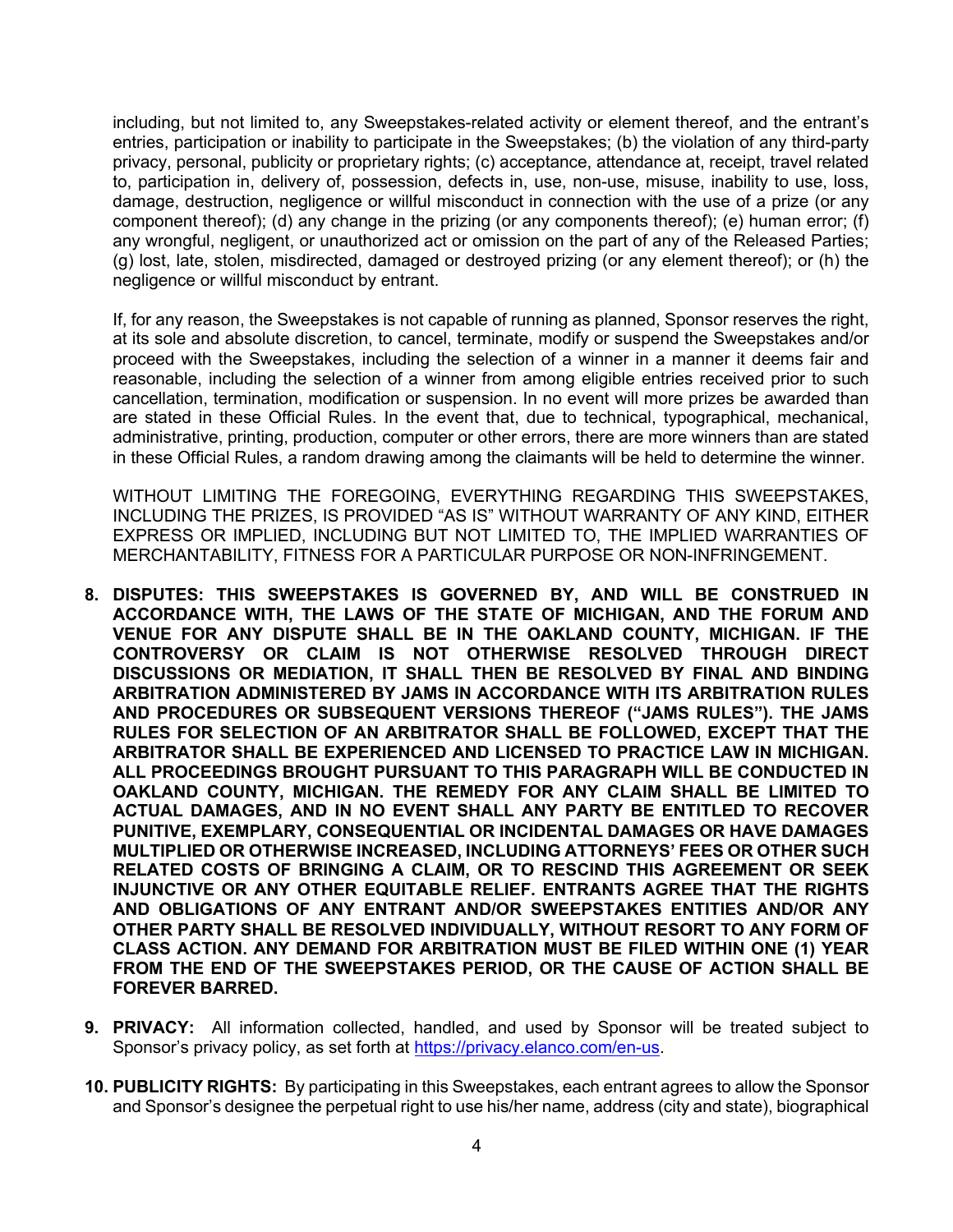including, but not limited to, any Sweepstakes-related activity or element thereof, and the entrant's entries, participation or inability to participate in the Sweepstakes; (b) the violation of any third-party privacy, personal, publicity or proprietary rights; (c) acceptance, attendance at, receipt, travel related to, participation in, delivery of, possession, defects in, use, non-use, misuse, inability to use, loss, damage, destruction, negligence or willful misconduct in connection with the use of a prize (or any component thereof); (d) any change in the prizing (or any components thereof); (e) human error; (f) any wrongful, negligent, or unauthorized act or omission on the part of any of the Released Parties; (g) lost, late, stolen, misdirected, damaged or destroyed prizing (or any element thereof); or (h) the negligence or willful misconduct by entrant.

If, for any reason, the Sweepstakes is not capable of running as planned, Sponsor reserves the right, at its sole and absolute discretion, to cancel, terminate, modify or suspend the Sweepstakes and/or proceed with the Sweepstakes, including the selection of a winner in a manner it deems fair and reasonable, including the selection of a winner from among eligible entries received prior to such cancellation, termination, modification or suspension. In no event will more prizes be awarded than are stated in these Official Rules. In the event that, due to technical, typographical, mechanical, administrative, printing, production, computer or other errors, there are more winners than are stated in these Official Rules, a random drawing among the claimants will be held to determine the winner.

WITHOUT LIMITING THE FOREGOING, EVERYTHING REGARDING THIS SWEEPSTAKES, INCLUDING THE PRIZES, IS PROVIDED "AS IS" WITHOUT WARRANTY OF ANY KIND, EITHER EXPRESS OR IMPLIED, INCLUDING BUT NOT LIMITED TO, THE IMPLIED WARRANTIES OF MERCHANTABILITY, FITNESS FOR A PARTICULAR PURPOSE OR NON-INFRINGEMENT.

8. **DISPUTES: THIS SWEEPSTAKES IS GOVERNED BY, AND WILL BE CONSTRUED IN ACCORDANCE WITH, THE LAWS OF THE STATE OF MICHIGAN, AND THE FORUM AND VENUE FOR ANY DISPUTE SHALL BE IN THE OAKLAND COUNTY, MICHIGAN. IF THE CONTROVERSY OR CLAIM IS NOT OTHERWISE RESOLVED THROUGH DIRECT DISCUSSIONS OR MEDIATION, IT SHALL THEN BE RESOLVED BY FINAL AND BINDING ARBITRATION ADMINISTERED BY JAMS IN ACCORDANCE WITH ITS ARBITRATION RULES AND PROCEDURES OR SUBSEQUENT VERSIONS THEREOF ("JAMS RULES"). THE JAMS RULES FOR SELECTION OF AN ARBITRATOR SHALL BE FOLLOWED, EXCEPT THAT THE ARBITRATOR SHALL BE EXPERIENCED AND LICENSED TO PRACTICE LAW IN MICHIGAN. ALL PROCEEDINGS BROUGHT PURSUANT TO THIS PARAGRAPH WILL BE CONDUCTED IN OAKLAND COUNTY, MICHIGAN. THE REMEDY FOR ANY CLAIM SHALL BE LIMITED TO ACTUAL DAMAGES, AND IN NO EVENT SHALL ANY PARTY BE ENTITLED TO RECOVER PUNITIVE, EXEMPLARY, CONSEQUENTIAL OR INCIDENTAL DAMAGES OR HAVE DAMAGES MULTIPLIED OR OTHERWISE INCREASED, INCLUDING ATTORNEYS' FEES OR OTHER SUCH RELATED COSTS OF BRINGING A CLAIM, OR TO RESCIND THIS AGREEMENT OR SEEK INJUNCTIVE OR ANY OTHER EQUITABLE RELIEF. ENTRANTS AGREE THAT THE RIGHTS AND OBLIGATIONS OF ANY ENTRANT AND/OR SWEEPSTAKES ENTITIES AND/OR ANY OTHER PARTY SHALL BE RESOLVED INDIVIDUALLY, WITHOUT RESORT TO ANY FORM OF CLASS ACTION. ANY DEMAND FOR ARBITRATION MUST BE FILED WITHIN ONE (1) YEAR FROM THE END OF THE SWEEPSTAKES PERIOD, OR THE CAUSE OF ACTION SHALL BE FOREVER BARRED.**

9. **PRIVACY:** All information collected, handled, and used by Sponsor will be treated subject to Sponsor's privacy policy, as set forth at [https://privacy.elanco.com/en-us](https://privacy.elanco.com/en-us).

10. **PUBLICITY RIGHTS:** By participating in this Sweepstakes, each entrant agrees to allow the Sponsor and Sponsor's designee the perpetual right to use his/her name, address (city and state), biographical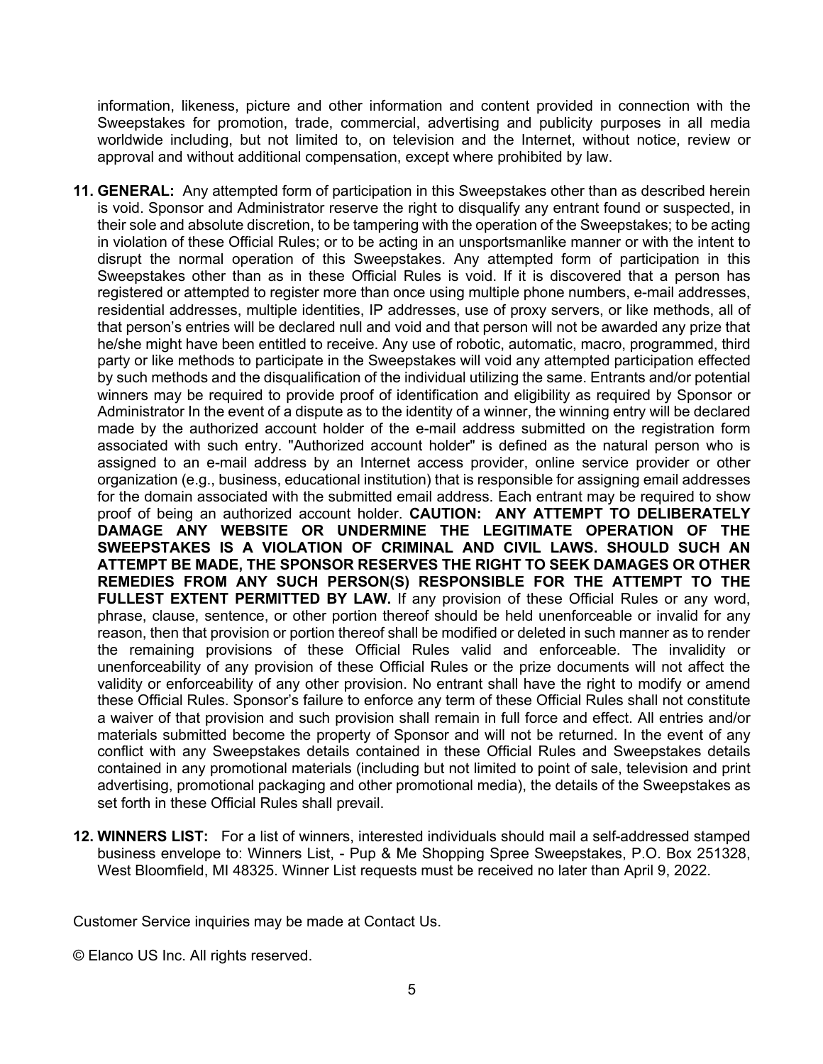information, likeness, picture and other information and content provided in connection with the Sweepstakes for promotion, trade, commercial, advertising and publicity purposes in all media worldwide including, but not limited to, on television and the Internet, without notice, review or approval and without additional compensation, except where prohibited by law.

11. **GENERAL:** Any attempted form of participation in this Sweepstakes other than as described herein is void. Sponsor and Administrator reserve the right to disqualify any entrant found or suspected, in their sole and absolute discretion, to be tampering with the operation of the Sweepstakes; to be acting in violation of these Official Rules; or to be acting in an unsportsmanlike manner or with the intent to disrupt the normal operation of this Sweepstakes. Any attempted form of participation in this Sweepstakes other than as in these Official Rules is void. If it is discovered that a person has registered or attempted to register more than once using multiple phone numbers, e-mail addresses, residential addresses, multiple identities, IP addresses, use of proxy servers, or like methods, all of that person's entries will be declared null and void and that person will not be awarded any prize that he/she might have been entitled to receive. Any use of robotic, automatic, macro, programmed, third party or like methods to participate in the Sweepstakes will void any attempted participation effected by such methods and the disqualification of the individual utilizing the same. Entrants and/or potential winners may be required to provide proof of identification and eligibility as required by Sponsor or Administrator In the event of a dispute as to the identity of a winner, the winning entry will be declared made by the authorized account holder of the e-mail address submitted on the registration form associated with such entry. "Authorized account holder" is defined as the natural person who is assigned to an e-mail address by an Internet access provider, online service provider or other organization (e.g., business, educational institution) that is responsible for assigning email addresses for the domain associated with the submitted email address. Each entrant may be required to show proof of being an authorized account holder. **CAUTION: ANY ATTEMPT TO DELIBERATELY DAMAGE ANY WEBSITE OR UNDERMINE THE LEGITIMATE OPERATION OF THE SWEEPSTAKES IS A VIOLATION OF CRIMINAL AND CIVIL LAWS. SHOULD SUCH AN ATTEMPT BE MADE, THE SPONSOR RESERVES THE RIGHT TO SEEK DAMAGES OR OTHER REMEDIES FROM ANY SUCH PERSON(S) RESPONSIBLE FOR THE ATTEMPT TO THE FULLEST EXTENT PERMITTED BY LAW.** If any provision of these Official Rules or any word, phrase, clause, sentence, or other portion thereof should be held unenforceable or invalid for any reason, then that provision or portion thereof shall be modified or deleted in such manner as to render the remaining provisions of these Official Rules valid and enforceable. The invalidity or unenforceability of any provision of these Official Rules or the prize documents will not affect the validity or enforceability of any other provision. No entrant shall have the right to modify or amend these Official Rules. Sponsor's failure to enforce any term of these Official Rules shall not constitute a waiver of that provision and such provision shall remain in full force and effect. All entries and/or materials submitted become the property of Sponsor and will not be returned. In the event of any conflict with any Sweepstakes details contained in these Official Rules and Sweepstakes details contained in any promotional materials (including but not limited to point of sale, television and print advertising, promotional packaging and other promotional media), the details of the Sweepstakes as set forth in these Official Rules shall prevail.

12. **WINNERS LIST:** For a list of winners, interested individuals should mail a self-addressed stamped business envelope to: Winners List, - Pup & Me Shopping Spree Sweepstakes, P.O. Box 251328, West Bloomfield, MI 48325. Winner List requests must be received no later than April 9, 2022.

Customer Service inquiries may be made at Contact Us.

© Elanco US Inc. All rights reserved.